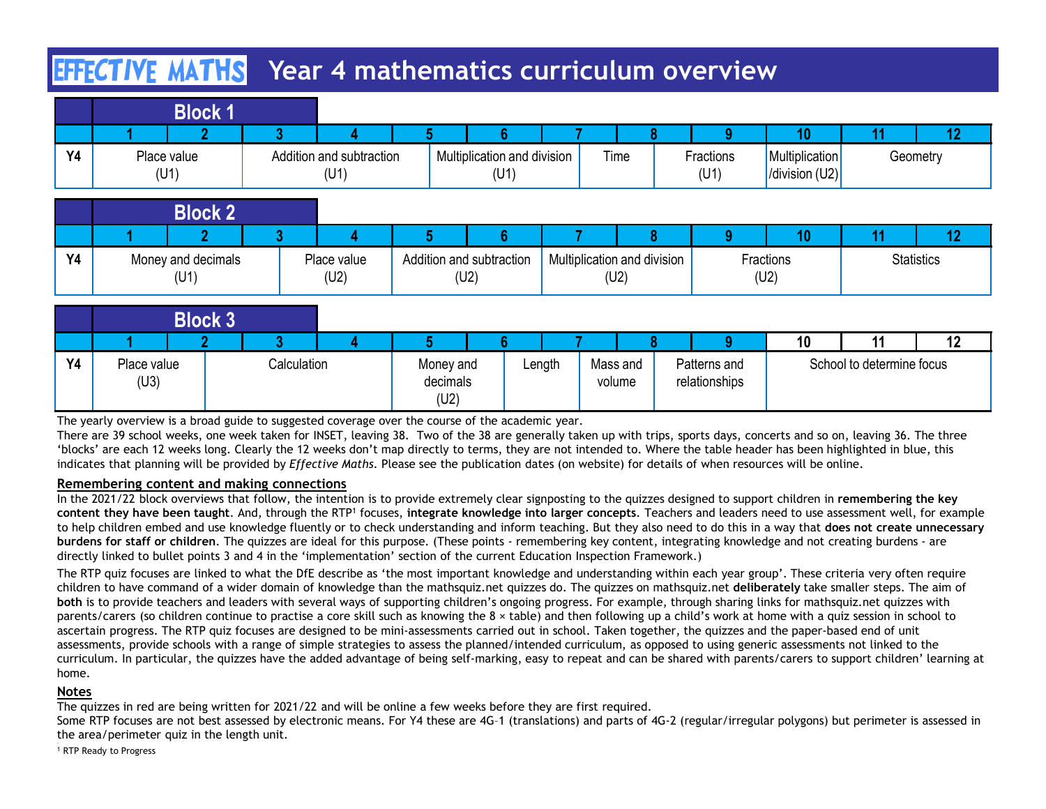# EFFECTIVE MATHS Year 4 mathematics curriculum overview

## Block 1

| | 1 | 2 | 3 | 4 | 5 | 6 | 7 | 8 | 9 | 10 | 11 | 12 |
|---|---|---|---|---|---|---|---|---|---|---|---|---|
| Y4 | Place value (U1) | | Addition and subtraction (U1) | | Multiplication and division (U1) | | Time | | Fractions (U1) | Multiplication /division (U2) | Geometry | |

## Block 2

| | 1 | 2 | 3 | 4 | 5 | 6 | 7 | 8 | 9 | 10 | 11 | 12 |
|---|---|---|---|---|---|---|---|---|---|---|---|---|
| Y4 | Money and decimals (U1) | | | Place value (U2) | Addition and subtraction (U2) | | Multiplication and division (U2) | | Fractions (U2) | | Statistics | |

## Block 3

| | 1 | 2 | 3 | 4 | 5 | 6 | 7 | 8 | 9 | 10 | 11 | 12 |
|---|---|---|---|---|---|---|---|---|---|---|---|---|
| Y4 | Place value (U3) | Calculation | | | Money and decimals (U2) | Length | | Mass and volume | Patterns and relationships | School to determine focus | | |

The yearly overview is a broad guide to suggested coverage over the course of the academic year.

There are 39 school weeks, one week taken for INSET, leaving 38. Two of the 38 are generally taken up with trips, sports days, concerts and so on, leaving 36. The three 'blocks' are each 12 weeks long. Clearly the 12 weeks don't map directly to terms, they are not intended to. Where the table header has been highlighted in blue, this indicates that planning will be provided by *Effective Maths*. Please see the publication dates (on website) for details of when resources will be online.

**Remembering content and making connections**

In the 2021/22 block overviews that follow, the intention is to provide extremely clear signposting to the quizzes designed to support children in **remembering the key content they have been taught**. And, through the RTP[1] focuses, **integrate knowledge into larger concepts**. Teachers and leaders need to use assessment well, for example to help children embed and use knowledge fluently or to check understanding and inform teaching. But they also need to do this in a way that **does not create unnecessary burdens for staff or children**. The quizzes are ideal for this purpose. (These points - remembering key content, integrating knowledge and not creating burdens - are directly linked to bullet points 3 and 4 in the 'implementation' section of the current Education Inspection Framework.)

The RTP quiz focuses are linked to what the DfE describe as 'the most important knowledge and understanding within each year group'. These criteria very often require children to have command of a wider domain of knowledge than the mathsquiz.net quizzes do. The quizzes on mathsquiz.net **deliberately** take smaller steps. The aim of **both** is to provide teachers and leaders with several ways of supporting children's ongoing progress. For example, through sharing links for mathsquiz.net quizzes with parents/carers (so children continue to practise a core skill such as knowing the 8 × table) and then following up a child's work at home with a quiz session in school to ascertain progress. The RTP quiz focuses are designed to be mini-assessments carried out in school. Taken together, the quizzes and the paper-based end of unit assessments, provide schools with a range of simple strategies to assess the planned/intended curriculum, as opposed to using generic assessments not linked to the curriculum. In particular, the quizzes have the added advantage of being self-marking, easy to repeat and can be shared with parents/carers to support children' learning at home.

**Notes**

The quizzes in red are being written for 2021/22 and will be online a few weeks before they are first required.

Some RTP focuses are not best assessed by electronic means. For Y4 these are 4G–1 (translations) and parts of 4G-2 (regular/irregular polygons) but perimeter is assessed in the area/perimeter quiz in the length unit.

[1] RTP Ready to Progress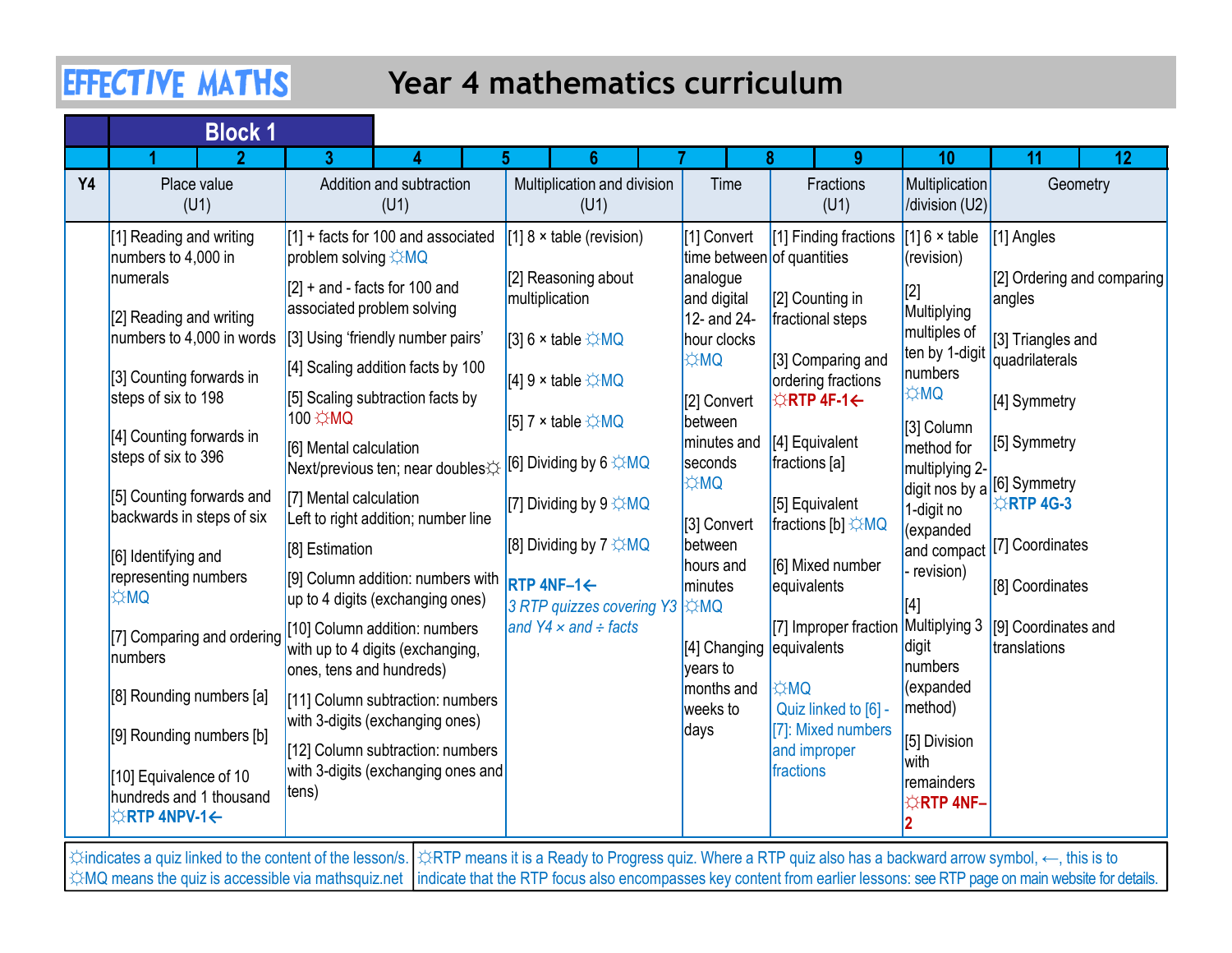# EFFECTIVE MATHS — Year 4 mathematics curriculum

## Block 1

| | 1–2 | 3–5 | 5–7 | 7–8 | 8–9 | 10 | 11–12 |
|---|---|---|---|---|---|---|---|
| **Y4** | Place value (U1) | Addition and subtraction (U1) | Multiplication and division (U1) | Time | Fractions (U1) | Multiplication /division (U2) | Geometry |
| | [1] Reading and writing numbers to 4,000 in numerals<br><br>[2] Reading and writing numbers to 4,000 in words<br><br>[3] Counting forwards in steps of six to 198<br><br>[4] Counting forwards in steps of six to 396<br><br>[5] Counting forwards and backwards in steps of six<br><br>[6] Identifying and representing numbers ☼MQ<br><br>[7] Comparing and ordering numbers<br><br>[8] Rounding numbers [a]<br><br>[9] Rounding numbers [b]<br><br>[10] Equivalence of 10 hundreds and 1 thousand ☼**RTP 4NPV-1←** | [1] + facts for 100 and associated problem solving ☼MQ<br><br>[2] + and - facts for 100 and associated problem solving<br><br>[3] Using 'friendly number pairs'<br><br>[4] Scaling addition facts by 100<br><br>[5] Scaling subtraction facts by 100 ☼MQ<br><br>[6] Mental calculation Next/previous ten; near doubles☼<br><br>[7] Mental calculation Left to right addition; number line<br><br>[8] Estimation<br><br>[9] Column addition: numbers with up to 4 digits (exchanging ones)<br><br>[10] Column addition: numbers with up to 4 digits (exchanging, ones, tens and hundreds)<br><br>[11] Column subtraction: numbers with 3-digits (exchanging ones)<br><br>[12] Column subtraction: numbers with 3-digits (exchanging ones and tens) | [1] 8 × table (revision)<br><br>[2] Reasoning about multiplication<br><br>[3] 6 × table ☼MQ<br><br>[4] 9 × table ☼MQ<br><br>[5] 7 × table ☼MQ<br><br>[6] Dividing by 6 ☼MQ<br><br>[7] Dividing by 9 ☼MQ<br><br>[8] Dividing by 7 ☼MQ<br><br>**RTP 4NF–1←**<br>*3 RTP quizzes covering Y3 and Y4 × and ÷ facts* | [1] Convert time between analogue and digital 12- and 24-hour clocks ☼MQ<br><br>[2] Convert between minutes and seconds ☼MQ<br><br>[3] Convert between hours and minutes ☼MQ<br><br>[4] Changing years to months and weeks to days | [1] Finding fractions of quantities<br><br>[2] Counting in fractional steps<br><br>[3] Comparing and ordering fractions ☼**RTP 4F-1←**<br><br>[4] Equivalent fractions [a]<br><br>[5] Equivalent fractions [b] ☼MQ<br><br>[6] Mixed number equivalents<br><br>[7] Improper fraction equivalents<br><br>☼MQ Quiz linked to [6] - [7]: Mixed numbers and improper fractions | [1] 6 × table (revision)<br><br>[2] Multiplying multiples of ten by 1-digit numbers ☼MQ<br><br>[3] Column method for multiplying 2-digit nos by a 1-digit no (expanded and compact - revision)<br><br>[4] Multiplying 3 digit numbers (expanded method)<br><br>[5] Division with remainders ☼**RTP 4NF–2** | [1] Angles<br><br>[2] Ordering and comparing angles<br><br>[3] Triangles and quadrilaterals<br><br>[4] Symmetry<br><br>[5] Symmetry<br><br>[6] Symmetry ☼**RTP 4G-3**<br><br>[7] Coordinates<br><br>[8] Coordinates<br><br>[9] Coordinates and translations |

☼indicates a quiz linked to the content of the lesson/s. ☼MQ means the quiz is accessible via mathsquiz.net

☼RTP means it is a Ready to Progress quiz. Where a RTP quiz also has a backward arrow symbol, ←, this is to indicate that the RTP focus also encompasses key content from earlier lessons: see RTP page on main website for details.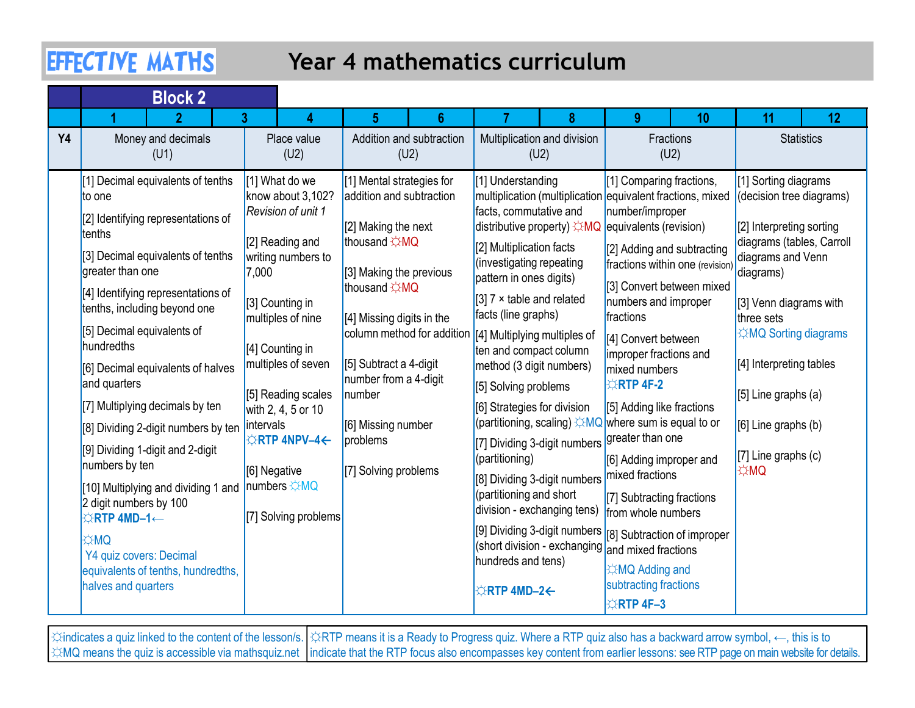# EFFECTIVE MATHS — Year 4 mathematics curriculum

## Block 2

| | 1–2 | 3–4 | 5–6 | 7–8 | 9–10 | 11–12 |
|---|---|---|---|---|---|---|
| **Y4** | Money and decimals (U1) | Place value (U2) | Addition and subtraction (U2) | Multiplication and division (U2) | Fractions (U2) | Statistics |
| | [1] Decimal equivalents of tenths to one<br>[2] Identifying representations of tenths<br>[3] Decimal equivalents of tenths greater than one<br>[4] Identifying representations of tenths, including beyond one<br>[5] Decimal equivalents of hundredths<br>[6] Decimal equivalents of halves and quarters<br>[7] Multiplying decimals by ten<br>[8] Dividing 2-digit numbers by ten<br>[9] Dividing 1-digit and 2-digit numbers by ten<br>[10] Multiplying and dividing 1 and 2 digit numbers by 100<br>☼**RTP 4MD–1**←<br>☼MQ<br>Y4 quiz covers: Decimal equivalents of tenths, hundredths, halves and quarters | [1] What do we know about 3,102? *Revision of unit 1*<br>[2] Reading and writing numbers to 7,000<br>[3] Counting in multiples of nine<br>[4] Counting in multiples of seven<br>[5] Reading scales with 2, 4, 5 or 10 intervals<br>☼**RTP 4NPV–4**←<br>[6] Negative numbers ☼MQ<br>[7] Solving problems | [1] Mental strategies for addition and subtraction<br>[2] Making the next thousand ☼MQ<br>[3] Making the previous thousand ☼MQ<br>[4] Missing digits in the column method for addition<br>[5] Subtract a 4-digit number from a 4-digit number<br>[6] Missing number problems<br>[7] Solving problems | [1] Understanding multiplication (multiplication facts, commutative and distributive property) ☼MQ<br>[2] Multiplication facts (investigating repeating pattern in ones digits)<br>[3] 7 × table and related facts (line graphs)<br>[4] Multiplying multiples of ten and compact column method (3 digit numbers)<br>[5] Solving problems<br>[6] Strategies for division (partitioning, scaling) ☼MQ<br>[7] Dividing 3-digit numbers (partitioning)<br>[8] Dividing 3-digit numbers (partitioning and short division - exchanging tens)<br>[9] Dividing 3-digit numbers (short division - exchanging hundreds and tens)<br>☼**RTP 4MD–2**← | [1] Comparing fractions, equivalent fractions, mixed number/improper equivalents (revision)<br>[2] Adding and subtracting fractions within one (revision)<br>[3] Convert between mixed numbers and improper fractions<br>[4] Convert between improper fractions and mixed numbers<br>☼**RTP 4F-2**<br>[5] Adding like fractions where sum is equal to or greater than one<br>[6] Adding improper and mixed fractions<br>[7] Subtracting fractions from whole numbers<br>[8] Subtraction of improper and mixed fractions<br>☼MQ Adding and subtracting fractions<br>☼**RTP 4F–3** | [1] Sorting diagrams (decision tree diagrams)<br>[2] Interpreting sorting diagrams (tables, Carroll diagrams and Venn diagrams)<br>[3] Venn diagrams with three sets<br>☼MQ Sorting diagrams<br>[4] Interpreting tables<br>[5] Line graphs (a)<br>[6] Line graphs (b)<br>[7] Line graphs (c)<br>☼MQ |

☼indicates a quiz linked to the content of the lesson/s. ☼MQ means the quiz is accessible via mathsquiz.net

☼RTP means it is a Ready to Progress quiz. Where a RTP quiz also has a backward arrow symbol, ←, this is to indicate that the RTP focus also encompasses key content from earlier lessons: see RTP page on main website for details.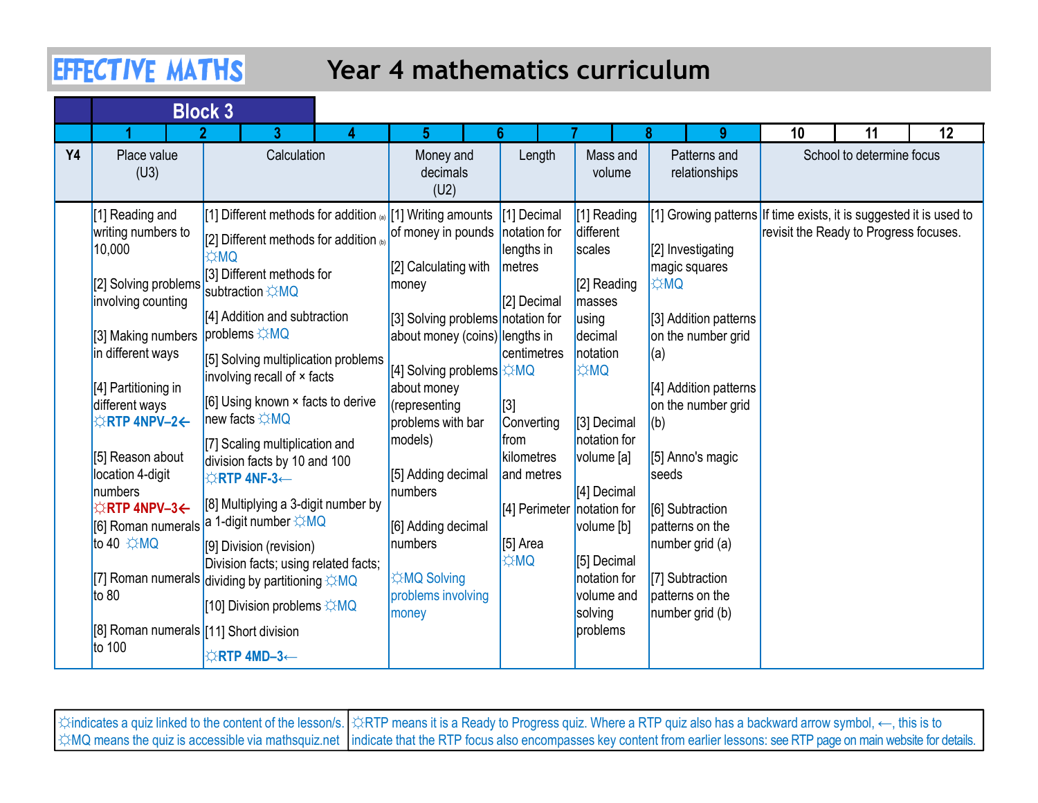# EFFECTIVE MATHS Year 4 mathematics curriculum

| | Block 3 | | | | | | | | | | | |
|---|---|---|---|---|---|---|---|---|---|---|---|---|
| | 1 | 2 | 3 | 4 | 5 | 6 | 7 | 8 | 9 | 10 | 11 | 12 |

| Y4 | Place value (U3) | Calculation | Money and decimals (U2) | Length | Mass and volume | Patterns and relationships | School to determine focus |
|---|---|---|---|---|---|---|---|
| | [1] Reading and writing numbers to 10,000<br><br>[2] Solving problems involving counting<br><br>[3] Making numbers in different ways<br><br>[4] Partitioning in different ways ☼RTP 4NPV–2←<br><br>[5] Reason about location 4-digit numbers ☼RTP 4NPV–3←<br>[6] Roman numerals to 40 ☼MQ<br><br>[7] Roman numerals to 80<br><br>[8] Roman numerals to 100 | [1] Different methods for addition (a)<br>[2] Different methods for addition (b) ☼MQ<br>[3] Different methods for subtraction ☼MQ<br>[4] Addition and subtraction problems ☼MQ<br>[5] Solving multiplication problems involving recall of × facts<br>[6] Using known × facts to derive new facts ☼MQ<br>[7] Scaling multiplication and division facts by 10 and 100 ☼RTP 4NF-3←<br>[8] Multiplying a 3-digit number by a 1-digit number ☼MQ<br>[9] Division (revision) Division facts; using related facts; dividing by partitioning ☼MQ<br>[10] Division problems ☼MQ<br>[11] Short division<br>☼RTP 4MD–3← | [1] Writing amounts of money in pounds<br><br>[2] Calculating with money<br><br>[3] Solving problems about money (coins)<br><br>[4] Solving problems about money (representing problems with bar models)<br><br>[5] Adding decimal numbers<br><br>[6] Adding decimal numbers<br><br>☼MQ Solving problems involving money | [1] Decimal notation for lengths in metres<br><br>[2] Decimal notation for lengths in centimetres ☼MQ<br><br>[3] Converting from kilometres and metres<br><br>[4] Perimeter<br><br>[5] Area ☼MQ | [1] Reading different scales<br><br>[2] Reading masses using decimal notation ☼MQ<br><br>[3] Decimal notation for volume [a]<br><br>[4] Decimal notation for volume [b]<br><br>[5] Decimal notation for volume and solving problems | [1] Growing patterns<br><br>[2] Investigating magic squares ☼MQ<br><br>[3] Addition patterns on the number grid (a)<br><br>[4] Addition patterns on the number grid (b)<br><br>[5] Anno's magic seeds<br><br>[6] Subtraction patterns on the number grid (a)<br><br>[7] Subtraction patterns on the number grid (b) | If time exists, it is suggested it is used to revisit the Ready to Progress focuses. |

☼indicates a quiz linked to the content of the lesson/s. ☼MQ means the quiz is accessible via mathsquiz.net

☼RTP means it is a Ready to Progress quiz. Where a RTP quiz also has a backward arrow symbol, ←, this is to indicate that the RTP focus also encompasses key content from earlier lessons: see RTP page on main website for details.